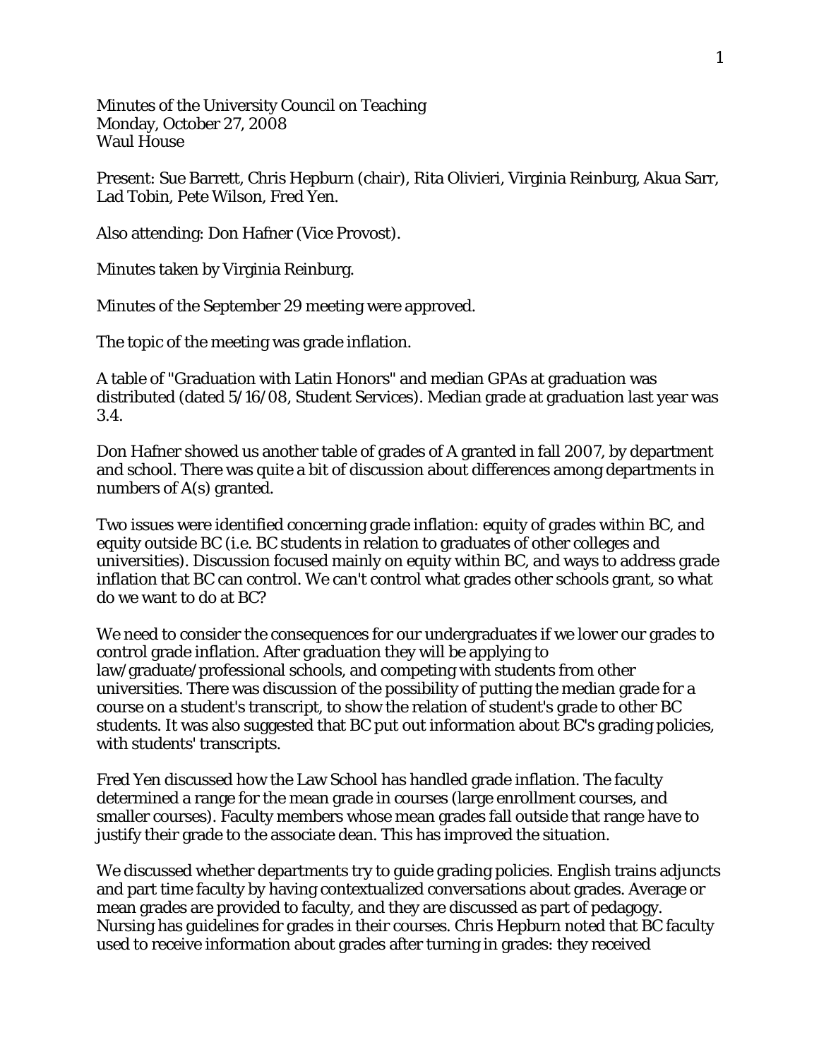Minutes of the University Council on Teaching
Monday, October 27, 2008
Waul House

Present: Sue Barrett, Chris Hepburn (chair), Rita Olivieri, Virginia Reinburg, Akua Sarr, Lad Tobin, Pete Wilson, Fred Yen.

Also attending: Don Hafner (Vice Provost).

Minutes taken by Virginia Reinburg.

Minutes of the September 29 meeting were approved.

The topic of the meeting was grade inflation.

A table of "Graduation with Latin Honors" and median GPAs at graduation was distributed (dated 5/16/08, Student Services). Median grade at graduation last year was 3.4.

Don Hafner showed us another table of grades of A granted in fall 2007, by department and school. There was quite a bit of discussion about differences among departments in numbers of A(s) granted.

Two issues were identified concerning grade inflation: equity of grades within BC, and equity outside BC (i.e. BC students in relation to graduates of other colleges and universities). Discussion focused mainly on equity within BC, and ways to address grade inflation that BC can control. We can't control what grades other schools grant, so what do we want to do at BC?

We need to consider the consequences for our undergraduates if we lower our grades to control grade inflation. After graduation they will be applying to law/graduate/professional schools, and competing with students from other universities. There was discussion of the possibility of putting the median grade for a course on a student's transcript, to show the relation of student's grade to other BC students. It was also suggested that BC put out information about BC's grading policies, with students' transcripts.

Fred Yen discussed how the Law School has handled grade inflation. The faculty determined a range for the mean grade in courses (large enrollment courses, and smaller courses). Faculty members whose mean grades fall outside that range have to justify their grade to the associate dean. This has improved the situation.

We discussed whether departments try to guide grading policies. English trains adjuncts and part time faculty by having contextualized conversations about grades. Average or mean grades are provided to faculty, and they are discussed as part of pedagogy. Nursing has guidelines for grades in their courses. Chris Hepburn noted that BC faculty used to receive information about grades after turning in grades: they received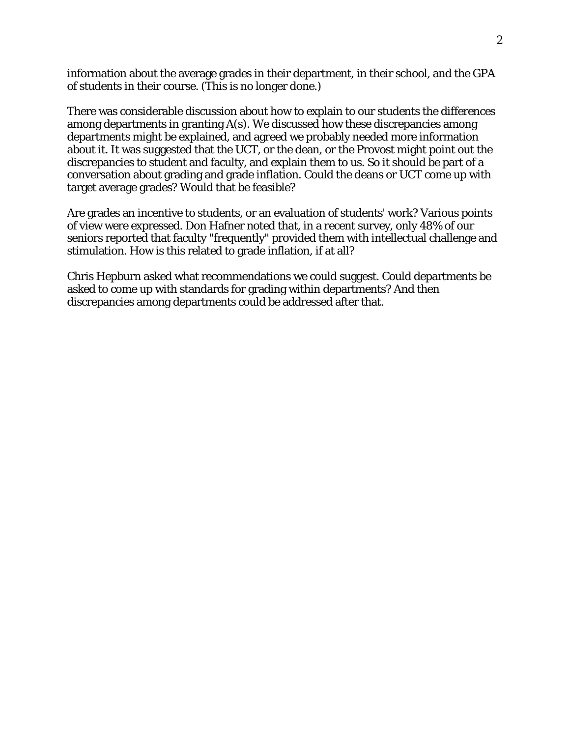information about the average grades in their department, in their school, and the GPA of students in their course. (This is no longer done.)

There was considerable discussion about how to explain to our students the differences among departments in granting A(s). We discussed how these discrepancies among departments might be explained, and agreed we probably needed more information about it. It was suggested that the UCT, or the dean, or the Provost might point out the discrepancies to student and faculty, and explain them to us. So it should be part of a conversation about grading and grade inflation. Could the deans or UCT come up with target average grades? Would that be feasible?

Are grades an incentive to students, or an evaluation of students' work? Various points of view were expressed. Don Hafner noted that, in a recent survey, only 48% of our seniors reported that faculty "frequently" provided them with intellectual challenge and stimulation. How is this related to grade inflation, if at all?

Chris Hepburn asked what recommendations we could suggest. Could departments be asked to come up with standards for grading within departments? And then discrepancies among departments could be addressed after that.